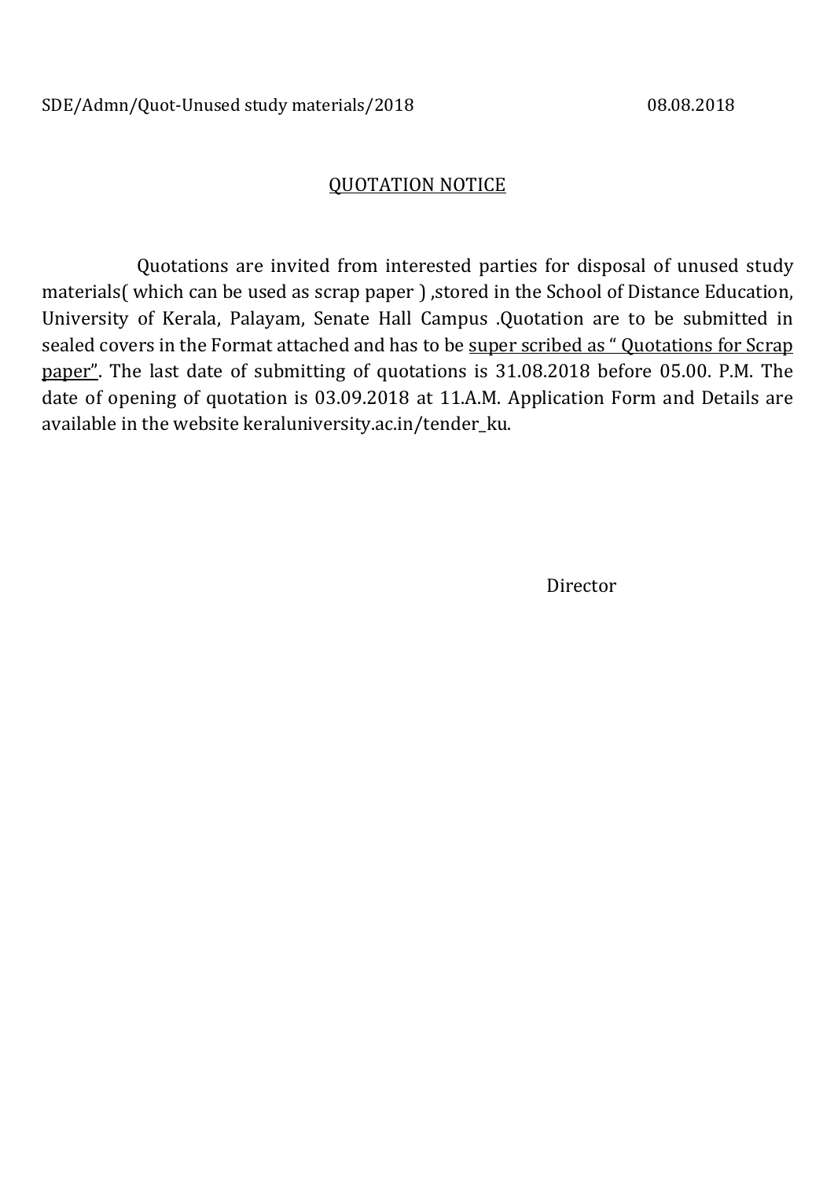SDE/Admn/Quot-Unused study materials/2018 08.08.2018

## QUOTATION NOTICE

Quotations are invited from interested parties for disposal of unused study materials( which can be used as scrap paper ) ,stored in the School of Distance Education, University of Kerala, Palayam, Senate Hall Campus .Quotation are to be submitted in sealed covers in the Format attached and has to be <u>super scribed as " Quotations for Scrap paper"</u>. The last date of submitting of quotations is 31.08.2018 before 05.00. P.M. The date of opening of quotation is 03.09.2018 at 11.A.M. Application Form and Details are available in the website keraluniversity.ac.in/tender_ku.

Director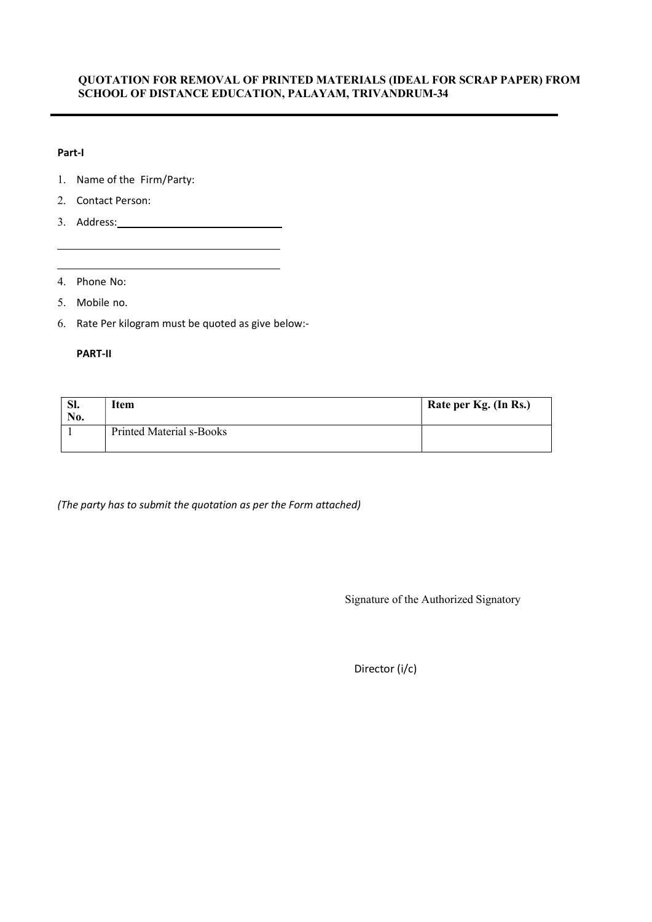**QUOTATION FOR REMOVAL OF PRINTED MATERIALS (IDEAL FOR SCRAP PAPER) FROM SCHOOL OF DISTANCE EDUCATION, PALAYAM, TRIVANDRUM-34**

---

**Part-I**

1. Name of the Firm/Party:
2. Contact Person:
3. Address: ______________________________

   ______________________________

   ______________________________

4. Phone No:
5. Mobile no.
6. Rate Per kilogram must be quoted as give below:-

**PART-II**

| Sl. No. | Item | Rate per Kg. (In Rs.) |
|---|---|---|
| 1 | Printed Material s-Books | |

*(The party has to submit the quotation as per the Form attached)*

Signature of the Authorized Signatory

Director (i/c)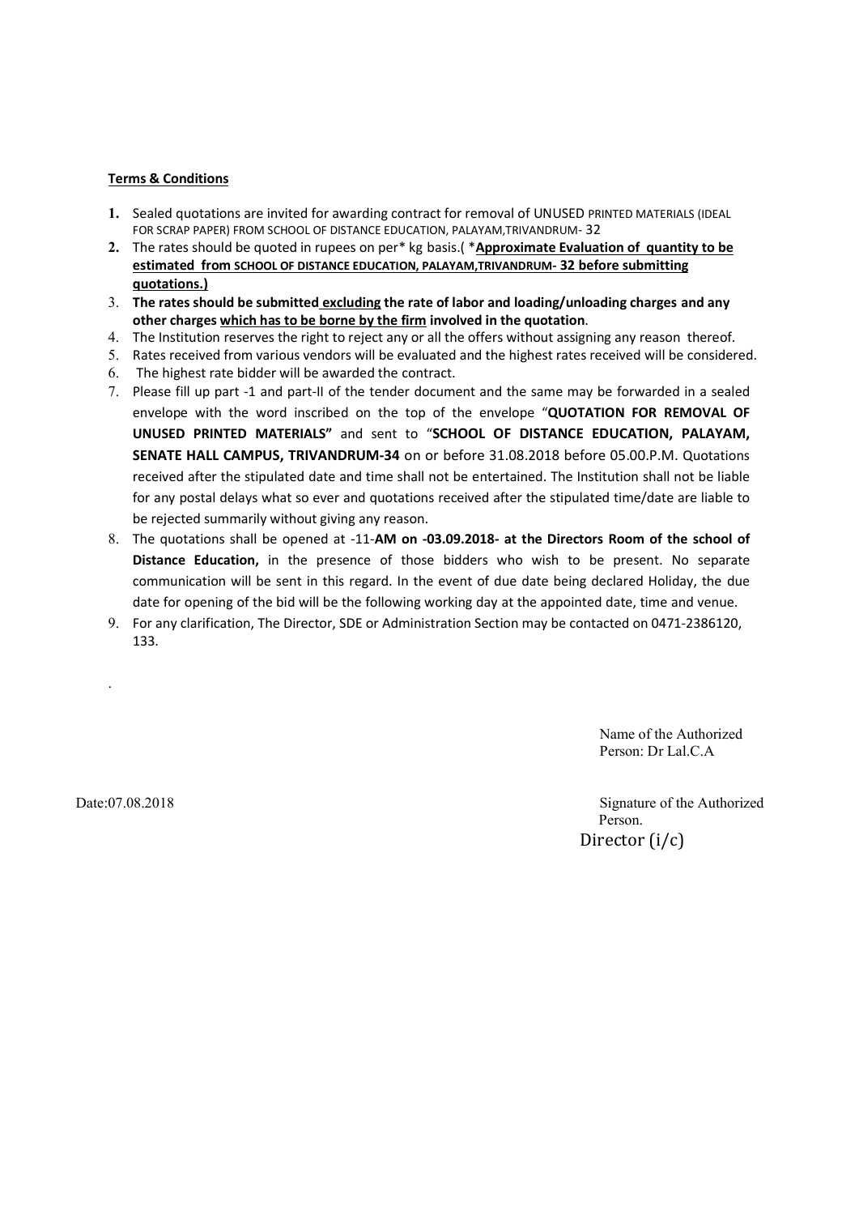**Terms & Conditions**

1. Sealed quotations are invited for awarding contract for removal of UNUSED PRINTED MATERIALS (IDEAL FOR SCRAP PAPER) FROM SCHOOL OF DISTANCE EDUCATION, PALAYAM,TRIVANDRUM- 32
2. The rates should be quoted in rupees on per* kg basis.( ***Approximate Evaluation of quantity to be estimated from SCHOOL OF DISTANCE EDUCATION, PALAYAM,TRIVANDRUM- 32 before submitting quotations.)**
3. **The rates should be submitted excluding the rate of labor and loading/unloading charges and any other charges which has to be borne by the firm involved in the quotation**.
4. The Institution reserves the right to reject any or all the offers without assigning any reason thereof.
5. Rates received from various vendors will be evaluated and the highest rates received will be considered.
6. The highest rate bidder will be awarded the contract.
7. Please fill up part -1 and part-II of the tender document and the same may be forwarded in a sealed envelope with the word inscribed on the top of the envelope "**QUOTATION FOR REMOVAL OF UNUSED PRINTED MATERIALS"** and sent to "**SCHOOL OF DISTANCE EDUCATION, PALAYAM, SENATE HALL CAMPUS, TRIVANDRUM-34** on or before 31.08.2018 before 05.00.P.M. Quotations received after the stipulated date and time shall not be entertained. The Institution shall not be liable for any postal delays what so ever and quotations received after the stipulated time/date are liable to be rejected summarily without giving any reason.
8. The quotations shall be opened at -11-**AM on -03.09.2018- at the Directors Room of the school of Distance Education,** in the presence of those bidders who wish to be present. No separate communication will be sent in this regard. In the event of due date being declared Holiday, the due date for opening of the bid will be the following working day at the appointed date, time and venue.
9. For any clarification, The Director, SDE or Administration Section may be contacted on 0471-2386120, 133.

.

Name of the Authorized
Person: Dr Lal.C.A

Date:07.08.2018

Signature of the Authorized
Person.
Director (i/c)